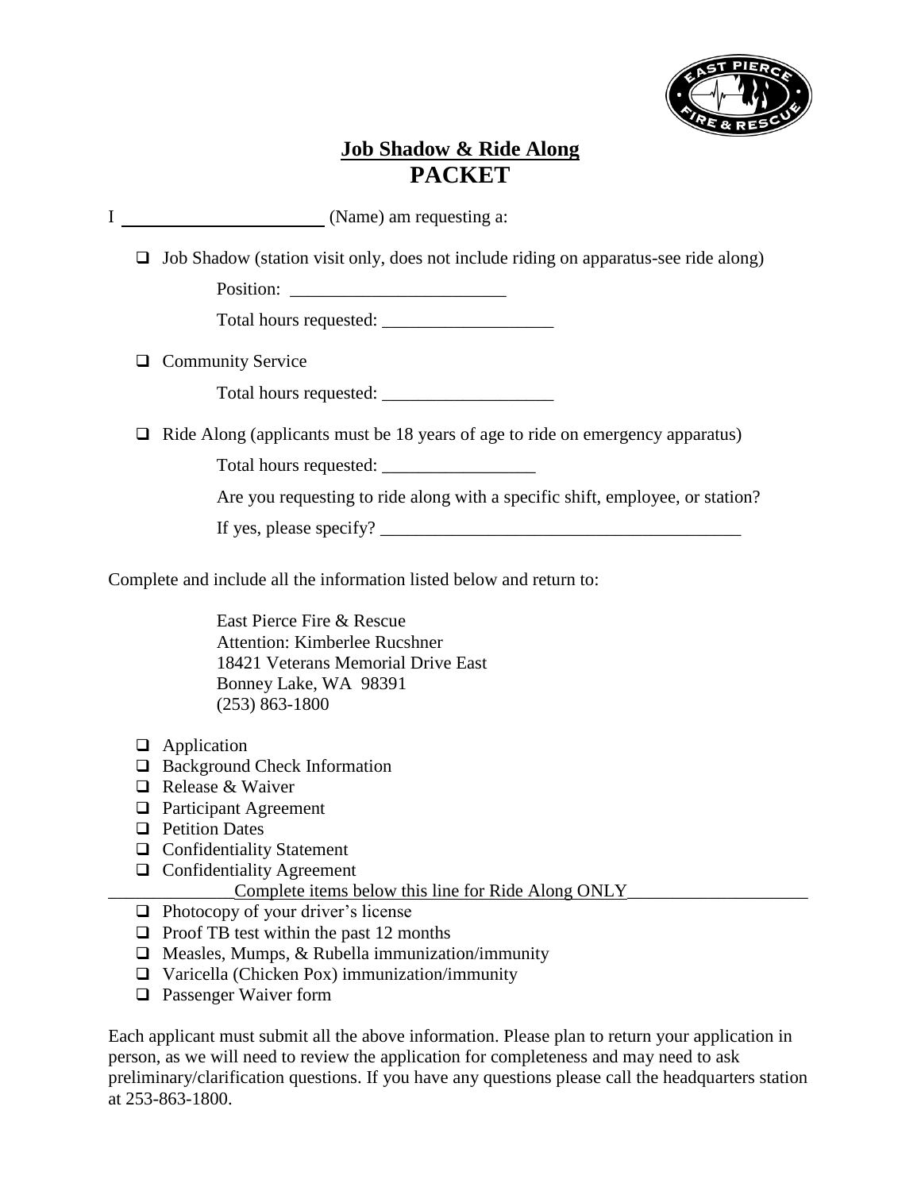# Job Shadow & Ride Along
# PACKET

I ______________________ (Name) am requesting a:

- ❑ Job Shadow (station visit only, does not include riding on apparatus-see ride along)

  Position: ________________________

  Total hours requested: ___________________

- ❑ Community Service

  Total hours requested: ___________________

- ❑ Ride Along (applicants must be 18 years of age to ride on emergency apparatus)

  Total hours requested: _________________

  Are you requesting to ride along with a specific shift, employee, or station?

  If yes, please specify? ________________________________________

Complete and include all the information listed below and return to:

> East Pierce Fire & Rescue
> Attention: Kimberlee Rucshner
> 18421 Veterans Memorial Drive East
> Bonney Lake, WA 98391
> (253) 863-1800

- ❑ Application
- ❑ Background Check Information
- ❑ Release & Waiver
- ❑ Participant Agreement
- ❑ Petition Dates
- ❑ Confidentiality Statement
- ❑ Confidentiality Agreement

______________Complete items below this line for Ride Along ONLY____________________

- ❑ Photocopy of your driver's license
- ❑ Proof TB test within the past 12 months
- ❑ Measles, Mumps, & Rubella immunization/immunity
- ❑ Varicella (Chicken Pox) immunization/immunity
- ❑ Passenger Waiver form

Each applicant must submit all the above information. Please plan to return your application in person, as we will need to review the application for completeness and may need to ask preliminary/clarification questions. If you have any questions please call the headquarters station at 253-863-1800.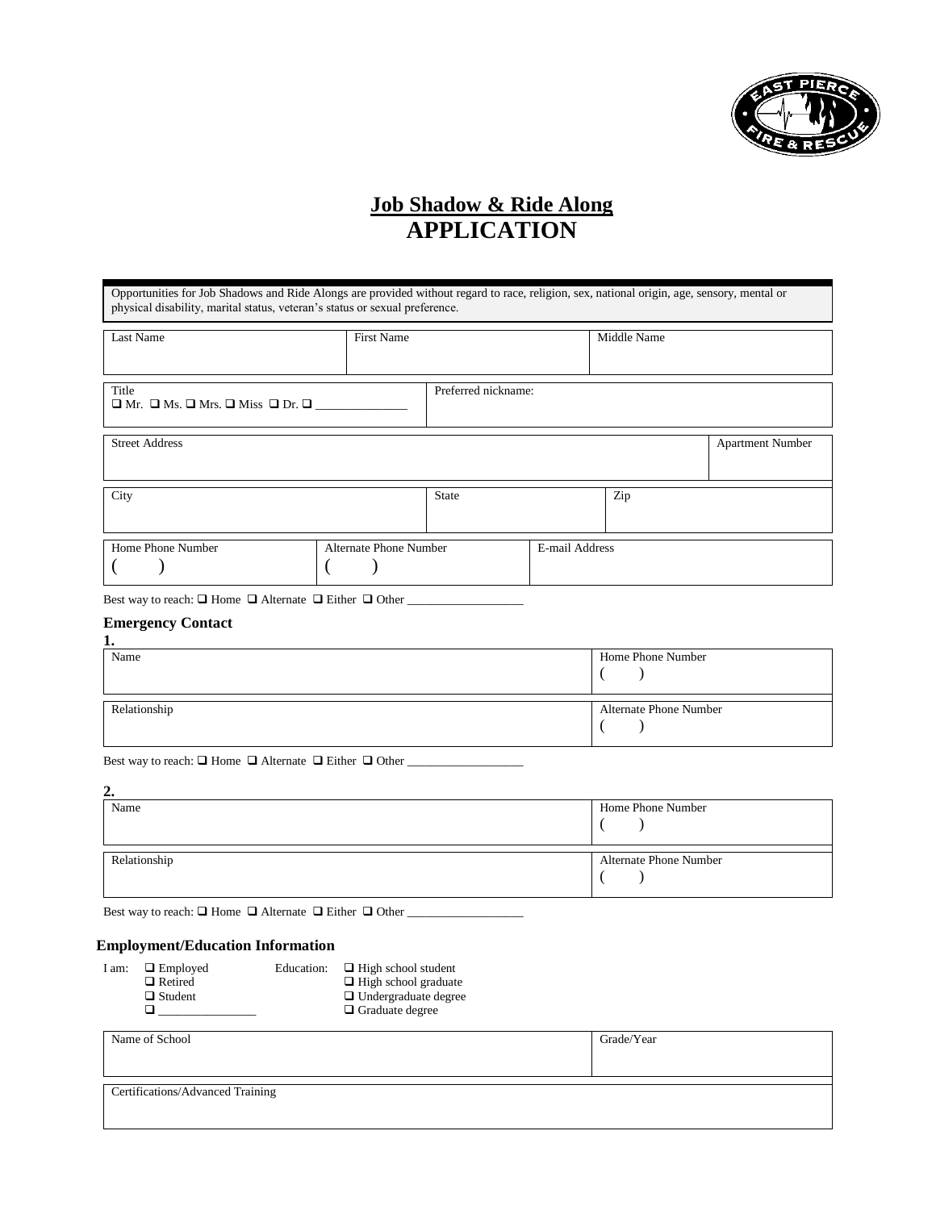# Job Shadow & Ride Along
# APPLICATION

Opportunities for Job Shadows and Ride Alongs are provided without regard to race, religion, sex, national origin, age, sensory, mental or physical disability, marital status, veteran's status or sexual preference.

| Last Name | First Name | Middle Name |
|---|---|---|
| | | |

| Title ❑ Mr. ❑ Ms. ❑ Mrs. ❑ Miss ❑ Dr. ❑ _______________ | Preferred nickname: |
|---|---|
| | |

| Street Address | Apartment Number |
|---|---|
| | |

| City | State | Zip |
|---|---|---|
| | | |

| Home Phone Number | Alternate Phone Number | E-mail Address |
|---|---|---|
| (     ) | (     ) | |

Best way to reach: ❑ Home ❑ Alternate ❑ Either ❑ Other ___________________

### Emergency Contact

**1.**

| Name | Home Phone Number |
|---|---|
| | (     ) |

| Relationship | Alternate Phone Number |
|---|---|
| | (     ) |

Best way to reach: ❑ Home ❑ Alternate ❑ Either ❑ Other ___________________

**2.**

| Name | Home Phone Number |
|---|---|
| | (     ) |

| Relationship | Alternate Phone Number |
|---|---|
| | (     ) |

Best way to reach: ❑ Home ❑ Alternate ❑ Either ❑ Other ___________________

### Employment/Education Information

I am:
- ❑ Employed
- ❑ Retired
- ❑ Student
- ❑ _______________

Education:
- ❑ High school student
- ❑ High school graduate
- ❑ Undergraduate degree
- ❑ Graduate degree

| Name of School | Grade/Year |
|---|---|
| | |

| Certifications/Advanced Training |
|---|
| |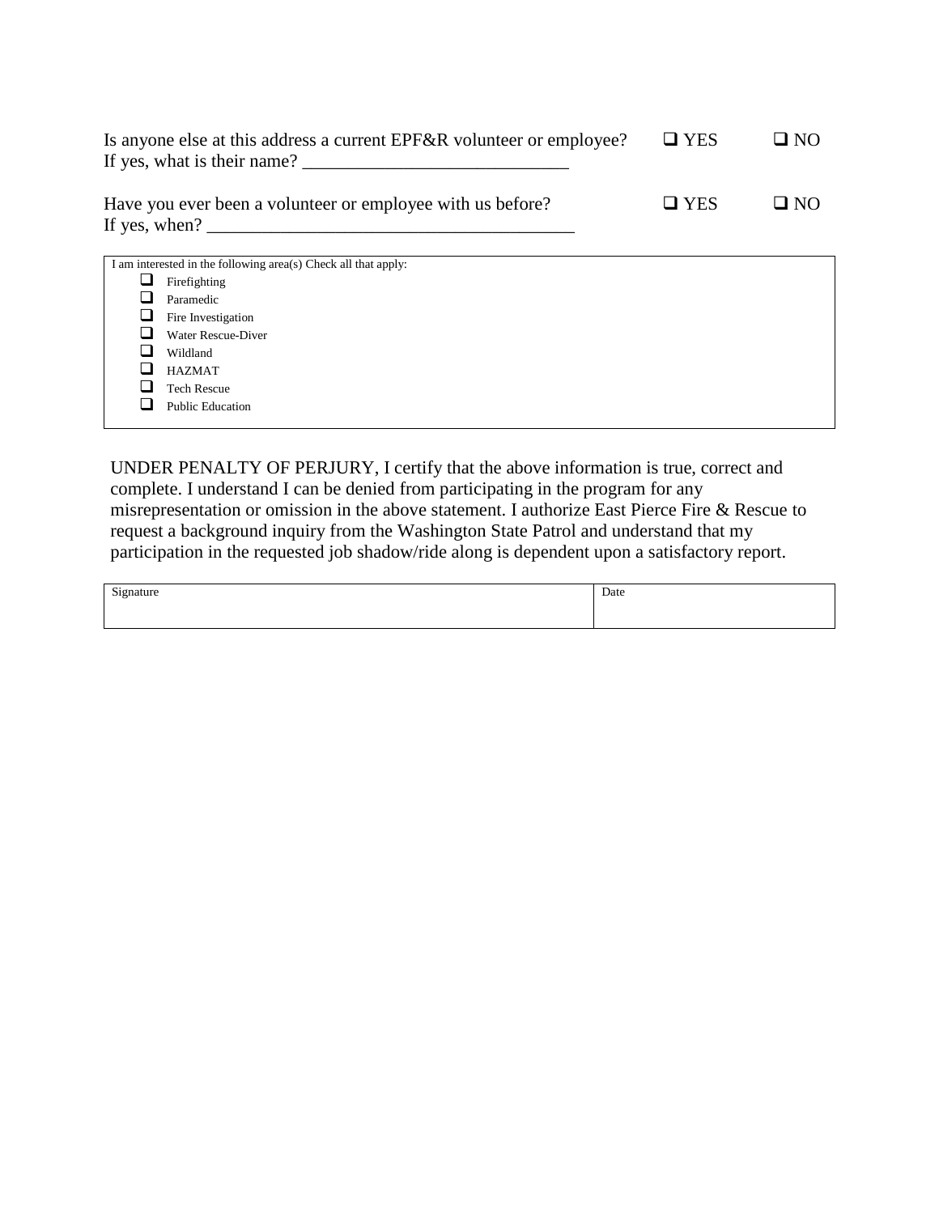Is anyone else at this address a current EPF&R volunteer or employee? ❑ YES ❑ NO
If yes, what is their name? _____________________________

Have you ever been a volunteer or employee with us before? ❑ YES ❑ NO
If yes, when? ________________________________________

I am interested in the following area(s) Check all that apply:

- ❑ Firefighting
- ❑ Paramedic
- ❑ Fire Investigation
- ❑ Water Rescue-Diver
- ❑ Wildland
- ❑ HAZMAT
- ❑ Tech Rescue
- ❑ Public Education

UNDER PENALTY OF PERJURY, I certify that the above information is true, correct and complete. I understand I can be denied from participating in the program for any misrepresentation or omission in the above statement. I authorize East Pierce Fire & Rescue to request a background inquiry from the Washington State Patrol and understand that my participation in the requested job shadow/ride along is dependent upon a satisfactory report.

| Signature | Date |
| --- | --- |
| | |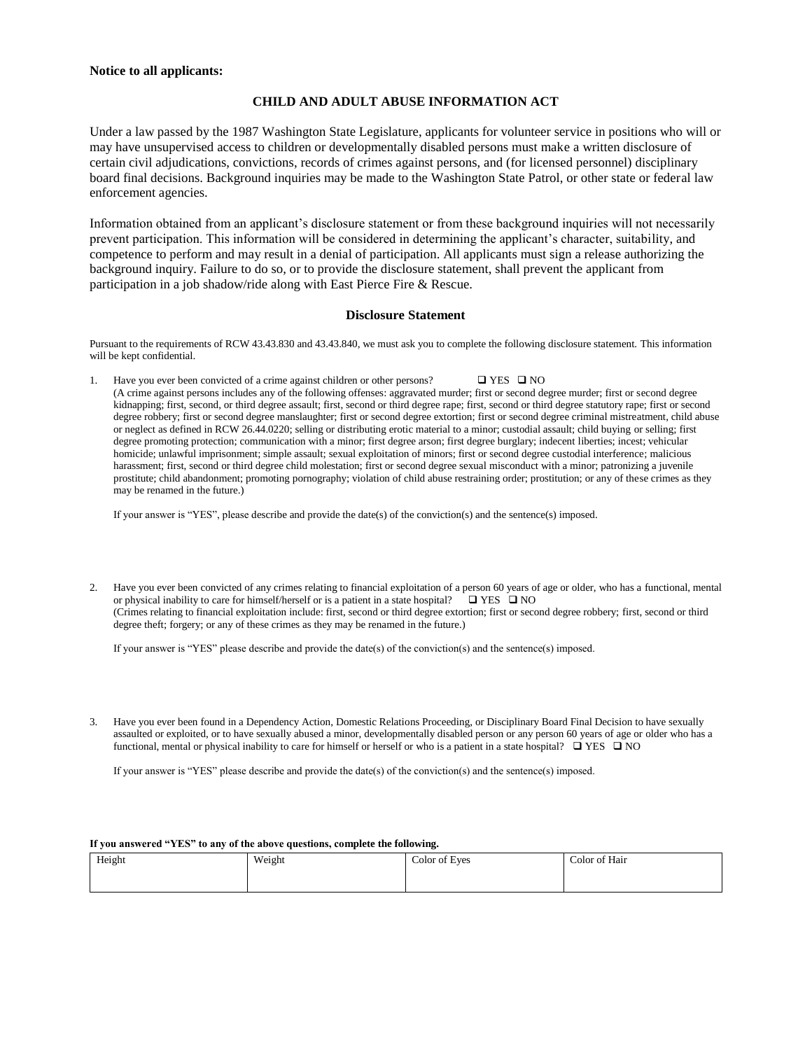**Notice to all applicants:**

## CHILD AND ADULT ABUSE INFORMATION ACT

Under a law passed by the 1987 Washington State Legislature, applicants for volunteer service in positions who will or may have unsupervised access to children or developmentally disabled persons must make a written disclosure of certain civil adjudications, convictions, records of crimes against persons, and (for licensed personnel) disciplinary board final decisions. Background inquiries may be made to the Washington State Patrol, or other state or federal law enforcement agencies.

Information obtained from an applicant's disclosure statement or from these background inquiries will not necessarily prevent participation. This information will be considered in determining the applicant's character, suitability, and competence to perform and may result in a denial of participation. All applicants must sign a release authorizing the background inquiry. Failure to do so, or to provide the disclosure statement, shall prevent the applicant from participation in a job shadow/ride along with East Pierce Fire & Rescue.

### Disclosure Statement

Pursuant to the requirements of RCW 43.43.830 and 43.43.840, we must ask you to complete the following disclosure statement. This information will be kept confidential.

1. Have you ever been convicted of a crime against children or other persons? ❑ YES ❑ NO
   (A crime against persons includes any of the following offenses: aggravated murder; first or second degree murder; first or second degree kidnapping; first, second, or third degree assault; first, second or third degree rape; first, second or third degree statutory rape; first or second degree robbery; first or second degree manslaughter; first or second degree extortion; first or second degree criminal mistreatment, child abuse or neglect as defined in RCW 26.44.0220; selling or distributing erotic material to a minor; custodial assault; child buying or selling; first degree promoting protection; communication with a minor; first degree arson; first degree burglary; indecent liberties; incest; vehicular homicide; unlawful imprisonment; simple assault; sexual exploitation of minors; first or second degree custodial interference; malicious harassment; first, second or third degree child molestation; first or second degree sexual misconduct with a minor; patronizing a juvenile prostitute; child abandonment; promoting pornography; violation of child abuse restraining order; prostitution; or any of these crimes as they may be renamed in the future.)

   If your answer is "YES", please describe and provide the date(s) of the conviction(s) and the sentence(s) imposed.

2. Have you ever been convicted of any crimes relating to financial exploitation of a person 60 years of age or older, who has a functional, mental or physical inability to care for himself/herself or is a patient in a state hospital? ❑ YES ❑ NO
   (Crimes relating to financial exploitation include: first, second or third degree extortion; first or second degree robbery; first, second or third degree theft; forgery; or any of these crimes as they may be renamed in the future.)

   If your answer is "YES" please describe and provide the date(s) of the conviction(s) and the sentence(s) imposed.

3. Have you ever been found in a Dependency Action, Domestic Relations Proceeding, or Disciplinary Board Final Decision to have sexually assaulted or exploited, or to have sexually abused a minor, developmentally disabled person or any person 60 years of age or older who has a functional, mental or physical inability to care for himself or herself or who is a patient in a state hospital? ❑ YES ❑ NO

   If your answer is "YES" please describe and provide the date(s) of the conviction(s) and the sentence(s) imposed.

**If you answered "YES" to any of the above questions, complete the following.**

| Height | Weight | Color of Eyes | Color of Hair |
|---|---|---|---|
| | | | |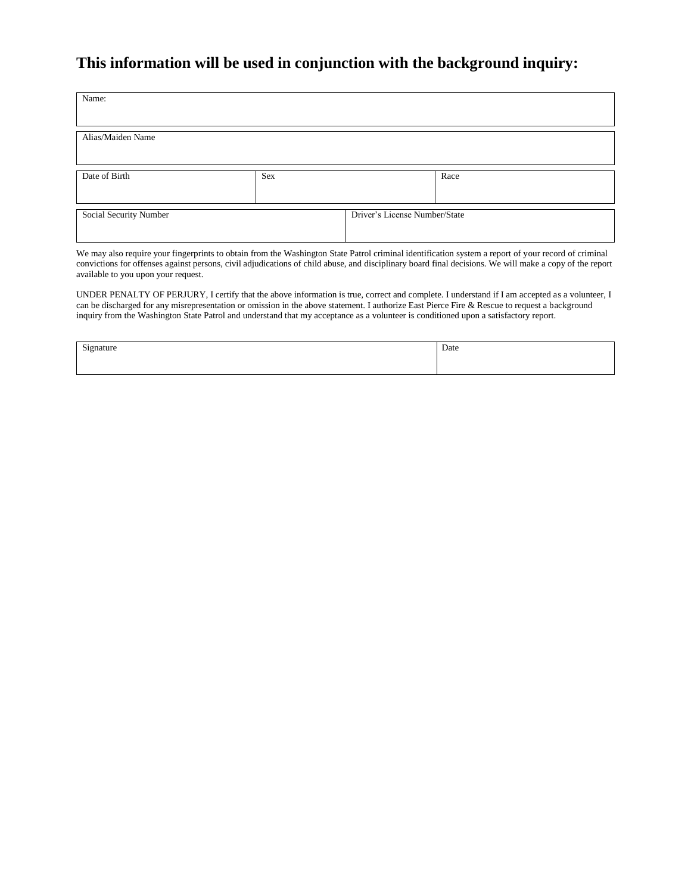# This information will be used in conjunction with the background inquiry:

| Name: |
| --- |
| |

| Alias/Maiden Name |
| --- |
| |

| Date of Birth | Sex | Race |
| --- | --- | --- |
| | | |

| Social Security Number | Driver's License Number/State |
| --- | --- |
| | |

We may also require your fingerprints to obtain from the Washington State Patrol criminal identification system a report of your record of criminal convictions for offenses against persons, civil adjudications of child abuse, and disciplinary board final decisions. We will make a copy of the report available to you upon your request.

UNDER PENALTY OF PERJURY, I certify that the above information is true, correct and complete. I understand if I am accepted as a volunteer, I can be discharged for any misrepresentation or omission in the above statement. I authorize East Pierce Fire & Rescue to request a background inquiry from the Washington State Patrol and understand that my acceptance as a volunteer is conditioned upon a satisfactory report.

| Signature | Date |
| --- | --- |
| | |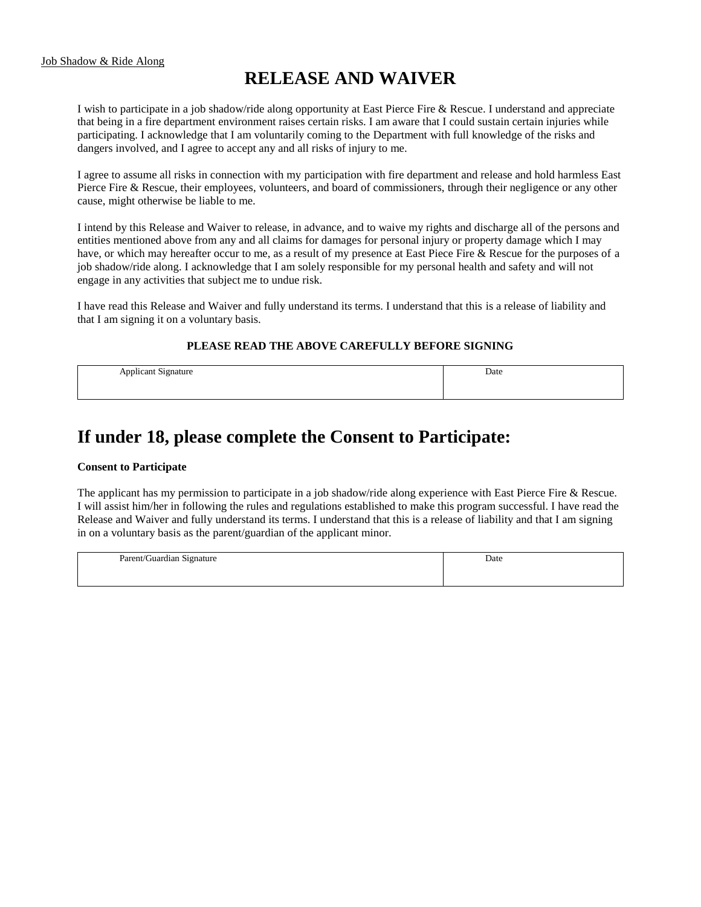Job Shadow & Ride Along

# RELEASE AND WAIVER

I wish to participate in a job shadow/ride along opportunity at East Pierce Fire & Rescue. I understand and appreciate that being in a fire department environment raises certain risks. I am aware that I could sustain certain injuries while participating. I acknowledge that I am voluntarily coming to the Department with full knowledge of the risks and dangers involved, and I agree to accept any and all risks of injury to me.

I agree to assume all risks in connection with my participation with fire department and release and hold harmless East Pierce Fire & Rescue, their employees, volunteers, and board of commissioners, through their negligence or any other cause, might otherwise be liable to me.

I intend by this Release and Waiver to release, in advance, and to waive my rights and discharge all of the persons and entities mentioned above from any and all claims for damages for personal injury or property damage which I may have, or which may hereafter occur to me, as a result of my presence at East Piece Fire & Rescue for the purposes of a job shadow/ride along. I acknowledge that I am solely responsible for my personal health and safety and will not engage in any activities that subject me to undue risk.

I have read this Release and Waiver and fully understand its terms. I understand that this is a release of liability and that I am signing it on a voluntary basis.

**PLEASE READ THE ABOVE CAREFULLY BEFORE SIGNING**

| Applicant Signature | Date |
| --- | --- |
| | |

## If under 18, please complete the Consent to Participate:

**Consent to Participate**

The applicant has my permission to participate in a job shadow/ride along experience with East Pierce Fire & Rescue. I will assist him/her in following the rules and regulations established to make this program successful. I have read the Release and Waiver and fully understand its terms. I understand that this is a release of liability and that I am signing in on a voluntary basis as the parent/guardian of the applicant minor.

| Parent/Guardian Signature | Date |
| --- | --- |
| | |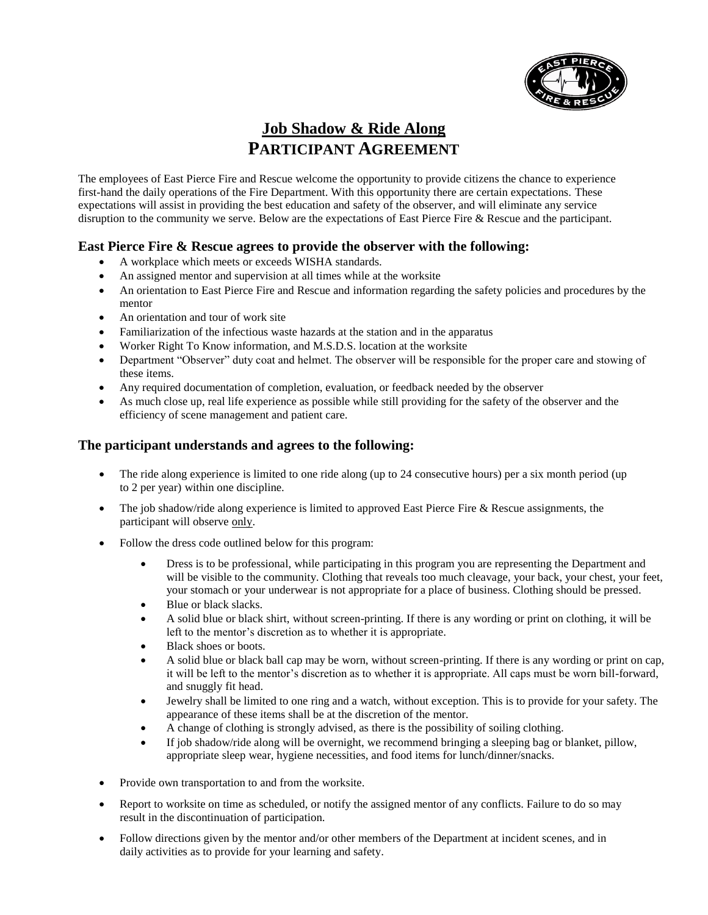# Job Shadow & Ride Along
# PARTICIPANT AGREEMENT

The employees of East Pierce Fire and Rescue welcome the opportunity to provide citizens the chance to experience first-hand the daily operations of the Fire Department. With this opportunity there are certain expectations. These expectations will assist in providing the best education and safety of the observer, and will eliminate any service disruption to the community we serve. Below are the expectations of East Pierce Fire & Rescue and the participant.

### East Pierce Fire & Rescue agrees to provide the observer with the following:

- A workplace which meets or exceeds WISHA standards.
- An assigned mentor and supervision at all times while at the worksite
- An orientation to East Pierce Fire and Rescue and information regarding the safety policies and procedures by the mentor
- An orientation and tour of work site
- Familiarization of the infectious waste hazards at the station and in the apparatus
- Worker Right To Know information, and M.S.D.S. location at the worksite
- Department "Observer" duty coat and helmet. The observer will be responsible for the proper care and stowing of these items.
- Any required documentation of completion, evaluation, or feedback needed by the observer
- As much close up, real life experience as possible while still providing for the safety of the observer and the efficiency of scene management and patient care.

### The participant understands and agrees to the following:

- The ride along experience is limited to one ride along (up to 24 consecutive hours) per a six month period (up to 2 per year) within one discipline.
- The job shadow/ride along experience is limited to approved East Pierce Fire & Rescue assignments, the participant will observe only.
- Follow the dress code outlined below for this program:
  - Dress is to be professional, while participating in this program you are representing the Department and will be visible to the community. Clothing that reveals too much cleavage, your back, your chest, your feet, your stomach or your underwear is not appropriate for a place of business. Clothing should be pressed.
  - Blue or black slacks.
  - A solid blue or black shirt, without screen-printing. If there is any wording or print on clothing, it will be left to the mentor's discretion as to whether it is appropriate.
  - Black shoes or boots.
  - A solid blue or black ball cap may be worn, without screen-printing. If there is any wording or print on cap, it will be left to the mentor's discretion as to whether it is appropriate. All caps must be worn bill-forward, and snuggly fit head.
  - Jewelry shall be limited to one ring and a watch, without exception. This is to provide for your safety. The appearance of these items shall be at the discretion of the mentor.
  - A change of clothing is strongly advised, as there is the possibility of soiling clothing.
  - If job shadow/ride along will be overnight, we recommend bringing a sleeping bag or blanket, pillow, appropriate sleep wear, hygiene necessities, and food items for lunch/dinner/snacks.
- Provide own transportation to and from the worksite.
- Report to worksite on time as scheduled, or notify the assigned mentor of any conflicts. Failure to do so may result in the discontinuation of participation.
- Follow directions given by the mentor and/or other members of the Department at incident scenes, and in daily activities as to provide for your learning and safety.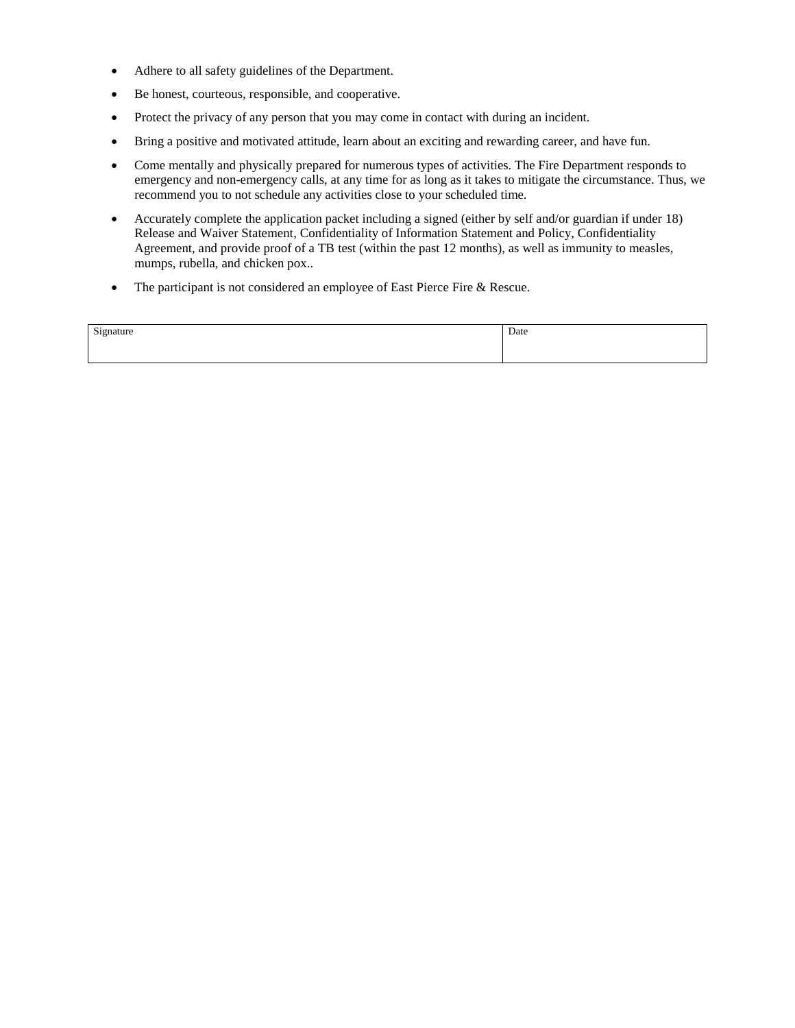- Adhere to all safety guidelines of the Department.
- Be honest, courteous, responsible, and cooperative.
- Protect the privacy of any person that you may come in contact with during an incident.
- Bring a positive and motivated attitude, learn about an exciting and rewarding career, and have fun.
- Come mentally and physically prepared for numerous types of activities. The Fire Department responds to emergency and non-emergency calls, at any time for as long as it takes to mitigate the circumstance. Thus, we recommend you to not schedule any activities close to your scheduled time.
- Accurately complete the application packet including a signed (either by self and/or guardian if under 18) Release and Waiver Statement, Confidentiality of Information Statement and Policy, Confidentiality Agreement, and provide proof of a TB test (within the past 12 months), as well as immunity to measles, mumps, rubella, and chicken pox..
- The participant is not considered an employee of East Pierce Fire & Rescue.

| Signature | Date |
| --- | --- |
| | |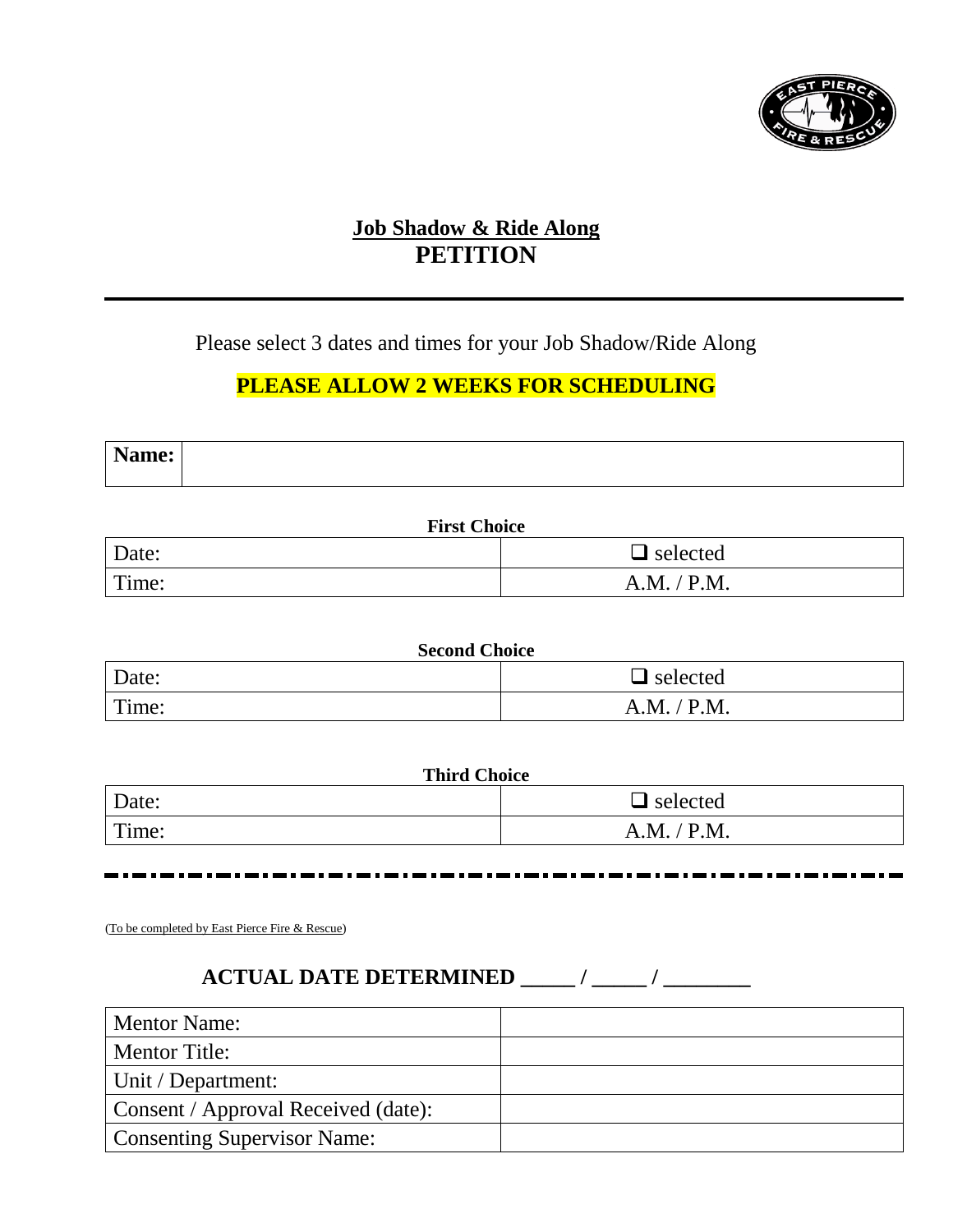# Job Shadow & Ride Along
# PETITION

---

Please select 3 dates and times for your Job Shadow/Ride Along

**PLEASE ALLOW 2 WEEKS FOR SCHEDULING**

| **Name:** | |
|---|---|

**First Choice**

| Date: | ❑ selected |
|---|---|
| Time: | A.M. / P.M. |

**Second Choice**

| Date: | ❑ selected |
|---|---|
| Time: | A.M. / P.M. |

**Third Choice**

| Date: | ❑ selected |
|---|---|
| Time: | A.M. / P.M. |

---

(To be completed by East Pierce Fire & Rescue)

**ACTUAL DATE DETERMINED _____ / _____ / ________**

| Mentor Name: | |
|---|---|
| Mentor Title: | |
| Unit / Department: | |
| Consent / Approval Received (date): | |
| Consenting Supervisor Name: | |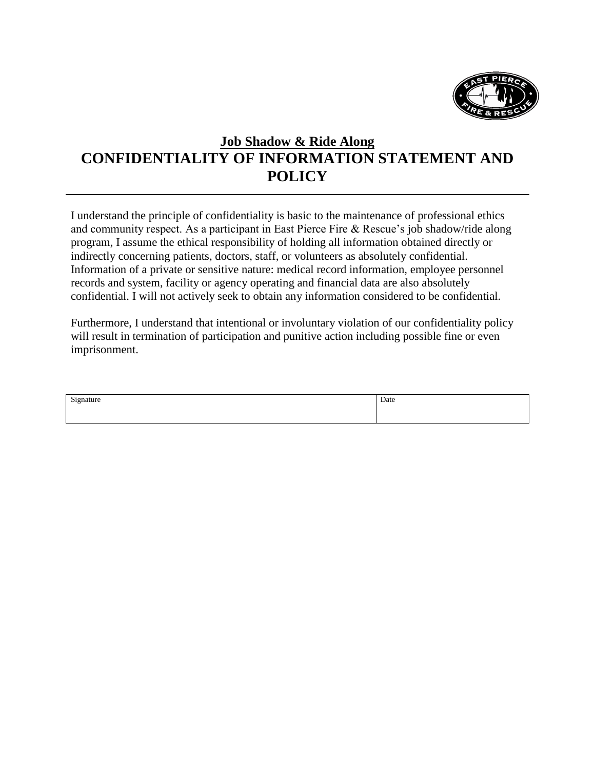## Job Shadow & Ride Along

# CONFIDENTIALITY OF INFORMATION STATEMENT AND POLICY

I understand the principle of confidentiality is basic to the maintenance of professional ethics and community respect. As a participant in East Pierce Fire & Rescue's job shadow/ride along program, I assume the ethical responsibility of holding all information obtained directly or indirectly concerning patients, doctors, staff, or volunteers as absolutely confidential. Information of a private or sensitive nature: medical record information, employee personnel records and system, facility or agency operating and financial data are also absolutely confidential. I will not actively seek to obtain any information considered to be confidential.

Furthermore, I understand that intentional or involuntary violation of our confidentiality policy will result in termination of participation and punitive action including possible fine or even imprisonment.

| Signature | Date |
| --- | --- |
| | |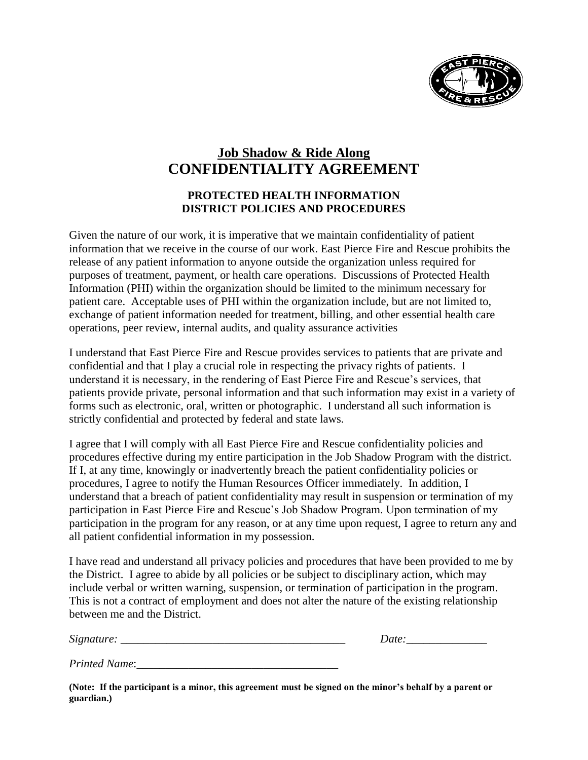# Job Shadow & Ride Along
# CONFIDENTIALITY AGREEMENT

### PROTECTED HEALTH INFORMATION
### DISTRICT POLICIES AND PROCEDURES

Given the nature of our work, it is imperative that we maintain confidentiality of patient information that we receive in the course of our work. East Pierce Fire and Rescue prohibits the release of any patient information to anyone outside the organization unless required for purposes of treatment, payment, or health care operations. Discussions of Protected Health Information (PHI) within the organization should be limited to the minimum necessary for patient care. Acceptable uses of PHI within the organization include, but are not limited to, exchange of patient information needed for treatment, billing, and other essential health care operations, peer review, internal audits, and quality assurance activities

I understand that East Pierce Fire and Rescue provides services to patients that are private and confidential and that I play a crucial role in respecting the privacy rights of patients. I understand it is necessary, in the rendering of East Pierce Fire and Rescue's services, that patients provide private, personal information and that such information may exist in a variety of forms such as electronic, oral, written or photographic. I understand all such information is strictly confidential and protected by federal and state laws.

I agree that I will comply with all East Pierce Fire and Rescue confidentiality policies and procedures effective during my entire participation in the Job Shadow Program with the district. If I, at any time, knowingly or inadvertently breach the patient confidentiality policies or procedures, I agree to notify the Human Resources Officer immediately. In addition, I understand that a breach of patient confidentiality may result in suspension or termination of my participation in East Pierce Fire and Rescue's Job Shadow Program. Upon termination of my participation in the program for any reason, or at any time upon request, I agree to return any and all patient confidential information in my possession.

I have read and understand all privacy policies and procedures that have been provided to me by the District. I agree to abide by all policies or be subject to disciplinary action, which may include verbal or written warning, suspension, or termination of participation in the program. This is not a contract of employment and does not alter the nature of the existing relationship between me and the District.

*Signature:* _______________________________________ *Date:*______________

*Printed Name*:___________________________________

**(Note: If the participant is a minor, this agreement must be signed on the minor's behalf by a parent or guardian.)**